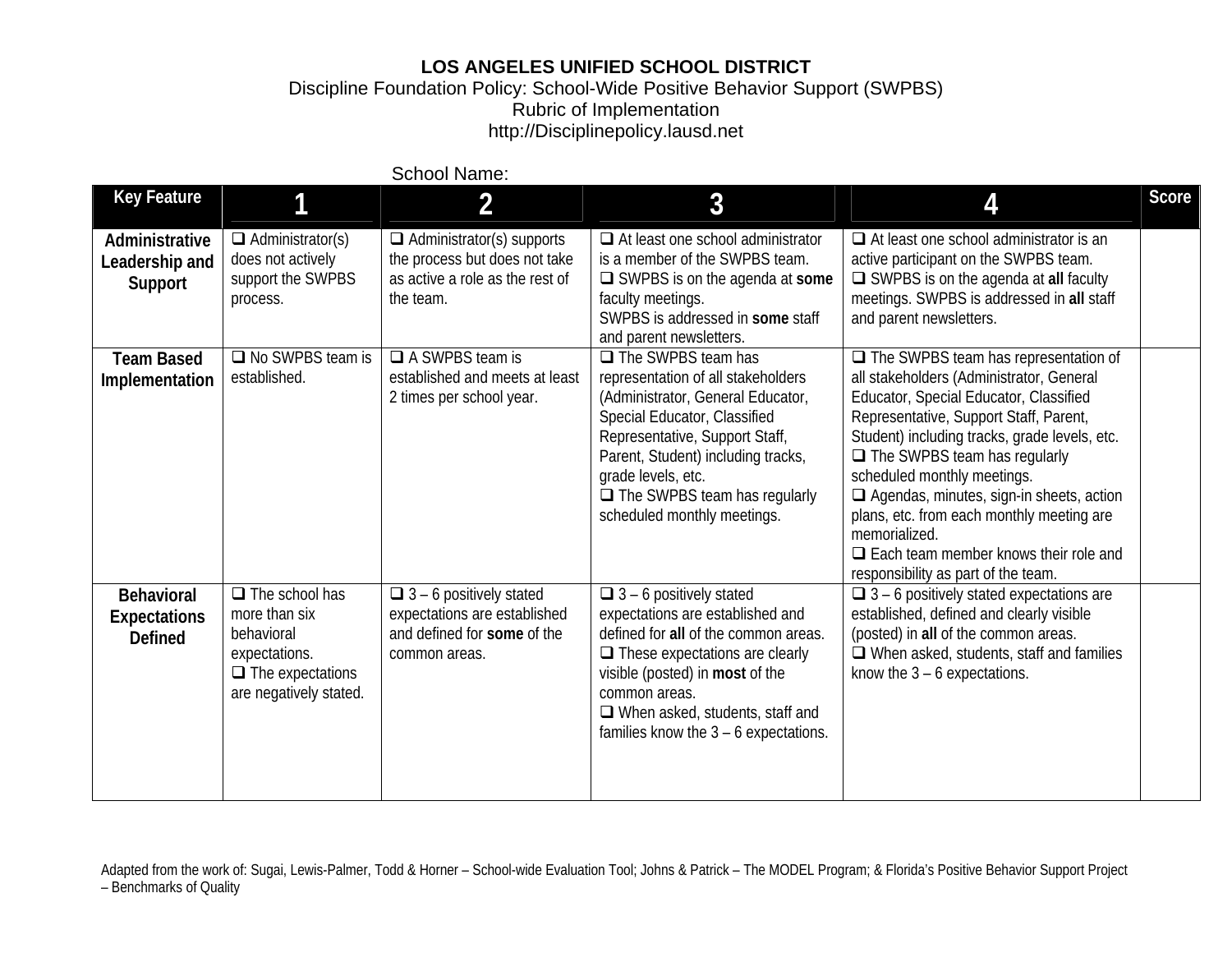**LOS ANGELES UNIFIED SCHOOL DISTRICT**

Discipline Foundation Policy: School-Wide Positive Behavior Support (SWPBS)

Rubric of Implementation

http://Disciplinepolicy.lausd.net

School Name:

| Key Feature | 1 | 2 | 3 | 4 | Score |
|---|---|---|---|---|---|
| **Administrative Leadership and Support** | ❑ Administrator(s) does not actively support the SWPBS process. | ❑ Administrator(s) supports the process but does not take as active a role as the rest of the team. | ❑ At least one school administrator is a member of the SWPBS team.<br>❑ SWPBS is on the agenda at **some** faculty meetings.<br>SWPBS is addressed in **some** staff and parent newsletters. | ❑ At least one school administrator is an active participant on the SWPBS team.<br>❑ SWPBS is on the agenda at **all** faculty meetings. SWPBS is addressed in **all** staff and parent newsletters. | |
| **Team Based Implementation** | ❑ No SWPBS team is established. | ❑ A SWPBS team is established and meets at least 2 times per school year. | ❑ The SWPBS team has representation of all stakeholders (Administrator, General Educator, Special Educator, Classified Representative, Support Staff, Parent, Student) including tracks, grade levels, etc.<br>❑ The SWPBS team has regularly scheduled monthly meetings. | ❑ The SWPBS team has representation of all stakeholders (Administrator, General Educator, Special Educator, Classified Representative, Support Staff, Parent, Student) including tracks, grade levels, etc.<br>❑ The SWPBS team has regularly scheduled monthly meetings.<br>❑ Agendas, minutes, sign-in sheets, action plans, etc. from each monthly meeting are memorialized.<br>❑ Each team member knows their role and responsibility as part of the team. | |
| **Behavioral Expectations Defined** | ❑ The school has more than six behavioral expectations.<br>❑ The expectations are negatively stated. | ❑ 3 – 6 positively stated expectations are established and defined for **some** of the common areas. | ❑ 3 – 6 positively stated expectations are established and defined for **all** of the common areas.<br>❑ These expectations are clearly visible (posted) in **most** of the common areas.<br>❑ When asked, students, staff and families know the 3 – 6 expectations. | ❑ 3 – 6 positively stated expectations are established, defined and clearly visible (posted) in **all** of the common areas.<br>❑ When asked, students, staff and families know the 3 – 6 expectations. | |

Adapted from the work of: Sugai, Lewis-Palmer, Todd & Horner – School-wide Evaluation Tool; Johns & Patrick – The MODEL Program; & Florida's Positive Behavior Support Project – Benchmarks of Quality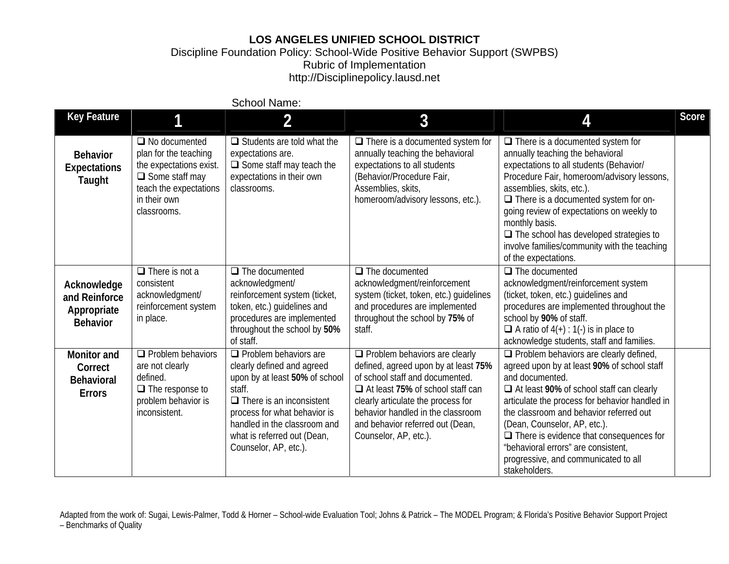**LOS ANGELES UNIFIED SCHOOL DISTRICT**

Discipline Foundation Policy: School-Wide Positive Behavior Support (SWPBS)

Rubric of Implementation

http://Disciplinepolicy.lausd.net

School Name:

| Key Feature | 1 | 2 | 3 | 4 | Score |
|---|---|---|---|---|---|
| **Behavior Expectations Taught** | ❑ No documented plan for the teaching the expectations exist.<br>❑ Some staff may teach the expectations in their own classrooms. | ❑ Students are told what the expectations are.<br>❑ Some staff may teach the expectations in their own classrooms. | ❑ There is a documented system for annually teaching the behavioral expectations to all students (Behavior/Procedure Fair, Assemblies, skits, homeroom/advisory lessons, etc.). | ❑ There is a documented system for annually teaching the behavioral expectations to all students (Behavior/ Procedure Fair, homeroom/advisory lessons, assemblies, skits, etc.).<br>❑ There is a documented system for on-going review of expectations on weekly to monthly basis.<br>❑ The school has developed strategies to involve families/community with the teaching of the expectations. | |
| **Acknowledge and Reinforce Appropriate Behavior** | ❑ There is not a consistent acknowledgment/ reinforcement system in place. | ❑ The documented acknowledgment/ reinforcement system (ticket, token, etc.) guidelines and procedures are implemented throughout the school by **50%** of staff. | ❑ The documented acknowledgment/reinforcement system (ticket, token, etc.) guidelines and procedures are implemented throughout the school by **75%** of staff. | ❑ The documented acknowledgment/reinforcement system (ticket, token, etc.) guidelines and procedures are implemented throughout the school by **90%** of staff.<br>❑ A ratio of 4(+) : 1(-) is in place to acknowledge students, staff and families. | |
| **Monitor and Correct Behavioral Errors** | ❑ Problem behaviors are not clearly defined.<br>❑ The response to problem behavior is inconsistent. | ❑ Problem behaviors are clearly defined and agreed upon by at least **50%** of school staff.<br>❑ There is an inconsistent process for what behavior is handled in the classroom and what is referred out (Dean, Counselor, AP, etc.). | ❑ Problem behaviors are clearly defined, agreed upon by at least **75%** of school staff and documented.<br>❑ At least **75%** of school staff can clearly articulate the process for behavior handled in the classroom and behavior referred out (Dean, Counselor, AP, etc.). | ❑ Problem behaviors are clearly defined, agreed upon by at least **90%** of school staff and documented.<br>❑ At least **90%** of school staff can clearly articulate the process for behavior handled in the classroom and behavior referred out (Dean, Counselor, AP, etc.).<br>❑ There is evidence that consequences for "behavioral errors" are consistent, progressive, and communicated to all stakeholders. | |

Adapted from the work of: Sugai, Lewis-Palmer, Todd & Horner – School-wide Evaluation Tool; Johns & Patrick – The MODEL Program; & Florida's Positive Behavior Support Project – Benchmarks of Quality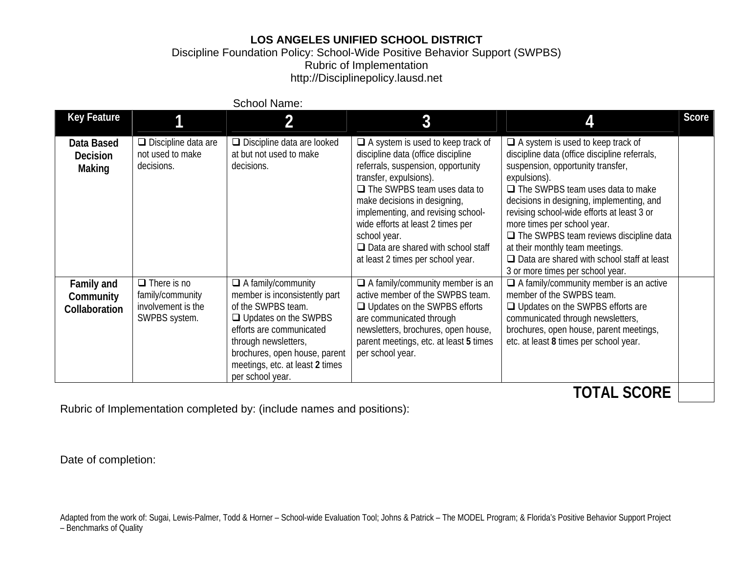**LOS ANGELES UNIFIED SCHOOL DISTRICT**
Discipline Foundation Policy: School-Wide Positive Behavior Support (SWPBS)
Rubric of Implementation
http://Disciplinepolicy.lausd.net

School Name:

| Key Feature | 1 | 2 | 3 | 4 | Score |
|---|---|---|---|---|---|
| **Data Based Decision Making** | ❑ Discipline data are not used to make decisions. | ❑ Discipline data are looked at but not used to make decisions. | ❑ A system is used to keep track of discipline data (office discipline referrals, suspension, opportunity transfer, expulsions).<br>❑ The SWPBS team uses data to make decisions in designing, implementing, and revising school-wide efforts at least 2 times per school year.<br>❑ Data are shared with school staff at least 2 times per school year. | ❑ A system is used to keep track of discipline data (office discipline referrals, suspension, opportunity transfer, expulsions).<br>❑ The SWPBS team uses data to make decisions in designing, implementing, and revising school-wide efforts at least 3 or more times per school year.<br>❑ The SWPBS team reviews discipline data at their monthly team meetings.<br>❑ Data are shared with school staff at least 3 or more times per school year. | |
| **Family and Community Collaboration** | ❑ There is no family/community involvement is the SWPBS system. | ❑ A family/community member is inconsistently part of the SWPBS team.<br>❑ Updates on the SWPBS efforts are communicated through newsletters, brochures, open house, parent meetings, etc. at least **2** times per school year. | ❑ A family/community member is an active member of the SWPBS team.<br>❑ Updates on the SWPBS efforts are communicated through newsletters, brochures, open house, parent meetings, etc. at least **5** times per school year. | ❑ A family/community member is an active member of the SWPBS team.<br>❑ Updates on the SWPBS efforts are communicated through newsletters, brochures, open house, parent meetings, etc. at least **8** times per school year. | |
| | | | | **TOTAL SCORE** | |

Rubric of Implementation completed by: (include names and positions):

Date of completion:

Adapted from the work of: Sugai, Lewis-Palmer, Todd & Horner – School-wide Evaluation Tool; Johns & Patrick – The MODEL Program; & Florida's Positive Behavior Support Project – Benchmarks of Quality